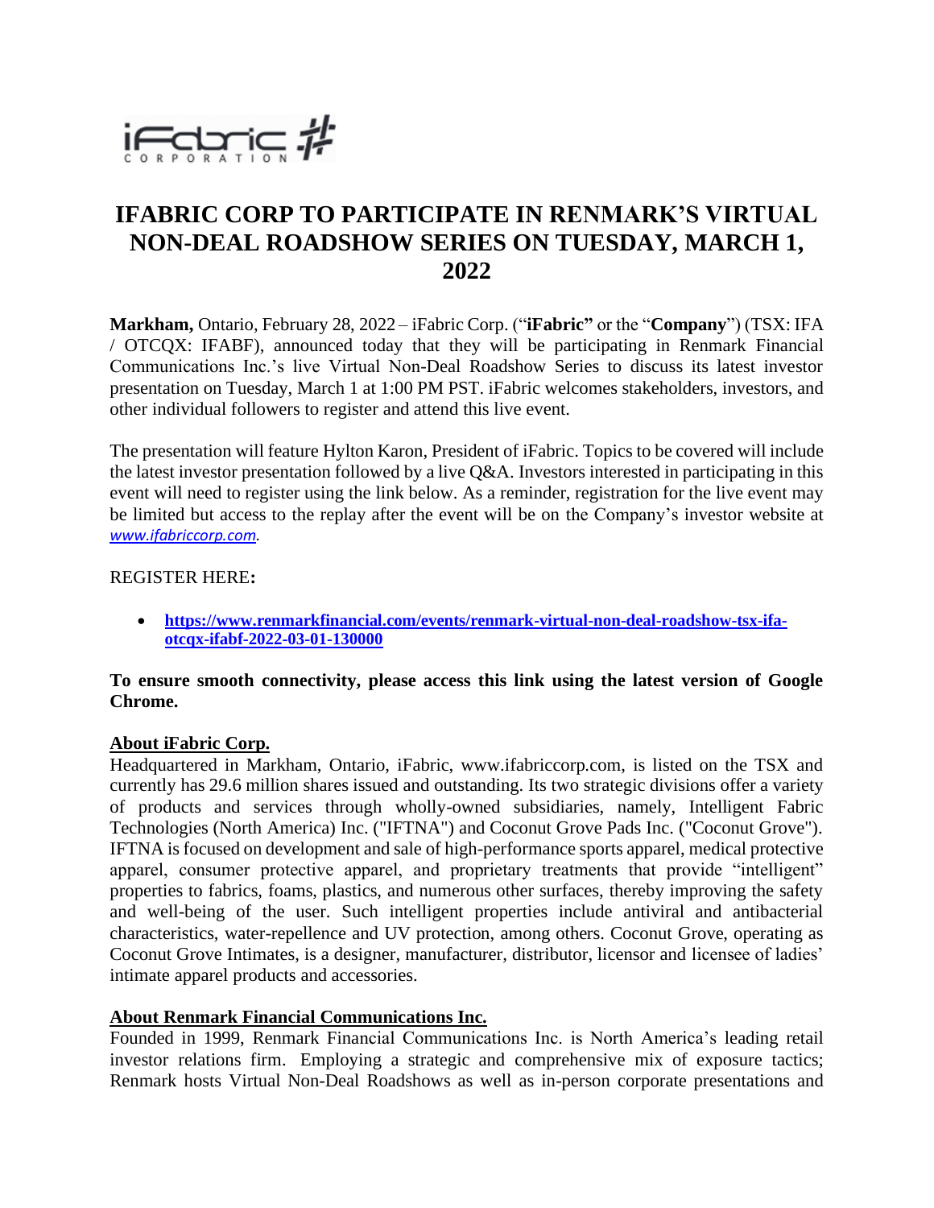# IFABRIC CORP TO PARTICIPATE IN RENMARK'S VIRTUAL NON-DEAL ROADSHOW SERIES ON TUESDAY, MARCH 1, 2022

**Markham,** Ontario, February 28, 2022 – iFabric Corp. ("**iFabric"** or the "**Company**") (TSX: IFA / OTCQX: IFABF), announced today that they will be participating in Renmark Financial Communications Inc.'s live Virtual Non-Deal Roadshow Series to discuss its latest investor presentation on Tuesday, March 1 at 1:00 PM PST. iFabric welcomes stakeholders, investors, and other individual followers to register and attend this live event.

The presentation will feature Hylton Karon, President of iFabric. Topics to be covered will include the latest investor presentation followed by a live Q&A. Investors interested in participating in this event will need to register using the link below. As a reminder, registration for the live event may be limited but access to the replay after the event will be on the Company's investor website at *www.ifabriccorp.com*.

REGISTER HERE**:**

- **https://www.renmarkfinancial.com/events/renmark-virtual-non-deal-roadshow-tsx-ifa-otcqx-ifabf-2022-03-01-130000**

**To ensure smooth connectivity, please access this link using the latest version of Google Chrome.**

**About iFabric Corp.**

Headquartered in Markham, Ontario, iFabric, www.ifabriccorp.com, is listed on the TSX and currently has 29.6 million shares issued and outstanding. Its two strategic divisions offer a variety of products and services through wholly-owned subsidiaries, namely, Intelligent Fabric Technologies (North America) Inc. ("IFTNA") and Coconut Grove Pads Inc. ("Coconut Grove"). IFTNA is focused on development and sale of high-performance sports apparel, medical protective apparel, consumer protective apparel, and proprietary treatments that provide "intelligent" properties to fabrics, foams, plastics, and numerous other surfaces, thereby improving the safety and well-being of the user. Such intelligent properties include antiviral and antibacterial characteristics, water-repellence and UV protection, among others. Coconut Grove, operating as Coconut Grove Intimates, is a designer, manufacturer, distributor, licensor and licensee of ladies' intimate apparel products and accessories.

**About Renmark Financial Communications Inc.**

Founded in 1999, Renmark Financial Communications Inc. is North America's leading retail investor relations firm. Employing a strategic and comprehensive mix of exposure tactics; Renmark hosts Virtual Non-Deal Roadshows as well as in-person corporate presentations and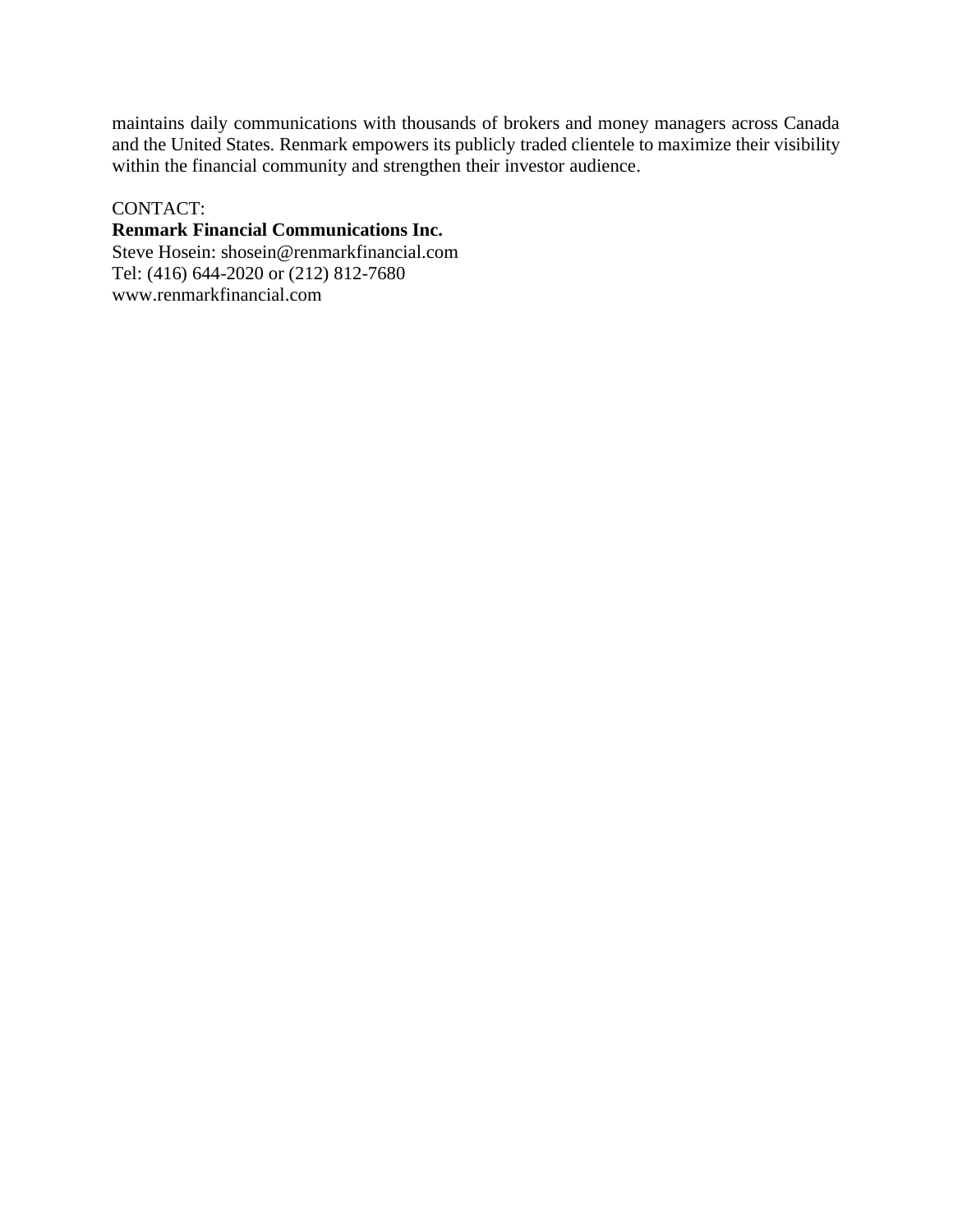maintains daily communications with thousands of brokers and money managers across Canada and the United States. Renmark empowers its publicly traded clientele to maximize their visibility within the financial community and strengthen their investor audience.

CONTACT:
**Renmark Financial Communications Inc.**
Steve Hosein: shosein@renmarkfinancial.com
Tel: (416) 644-2020 or (212) 812-7680
www.renmarkfinancial.com